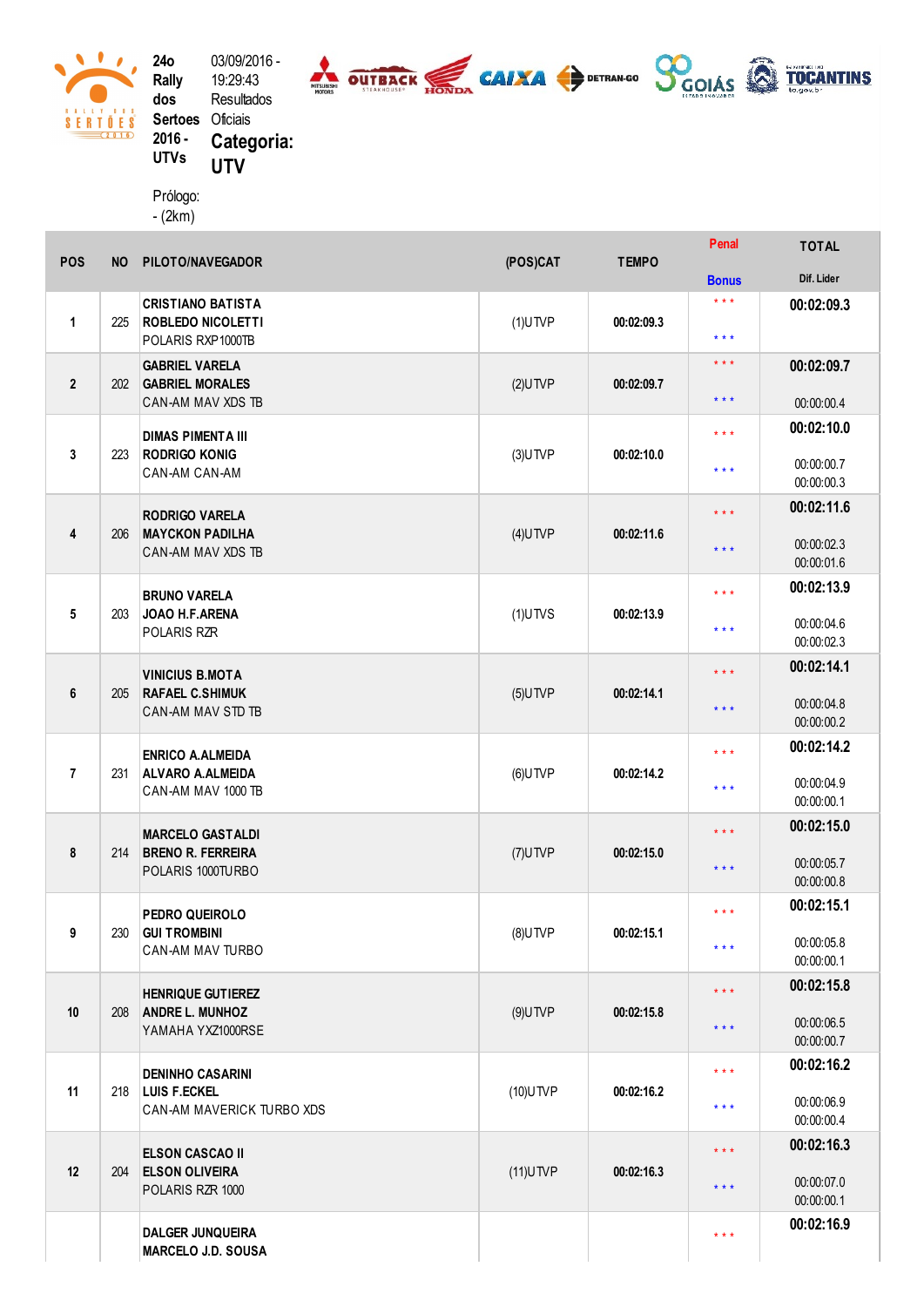24o Rally dos Sertoes 2016 - UTVs

03/09/2016 - 19:29:43 Resultados Oficiais

**Categoria: UTV**

Prólogo: - (2km)

| POS | NO | PILOTO/NAVEGADOR | (POS)CAT | TEMPO | Penal / Bonus | TOTAL / Dif. Lider |
|---|---|---|---|---|---|---|
| 1 | 225 | **CRISTIANO BATISTA** **ROBLEDO NICOLETTI** POLARIS RXP1000TB | (1)UTVP | 00:02:09.3 | \* \* \* / \* \* \* | **00:02:09.3** |
| 2 | 202 | **GABRIEL VARELA** **GABRIEL MORALES** CAN-AM MAV XDS TB | (2)UTVP | 00:02:09.7 | \* \* \* / \* \* \* | **00:02:09.7** 00:00:00.4 |
| 3 | 223 | **DIMAS PIMENTA III** **RODRIGO KONIG** CAN-AM CAN-AM | (3)UTVP | 00:02:10.0 | \* \* \* / \* \* \* | **00:02:10.0** 00:00:00.7 00:00:00.3 |
| 4 | 206 | **RODRIGO VARELA** **MAYCKON PADILHA** CAN-AM MAV XDS TB | (4)UTVP | 00:02:11.6 | \* \* \* / \* \* \* | **00:02:11.6** 00:00:02.3 00:00:01.6 |
| 5 | 203 | **BRUNO VARELA** **JOAO H.F.ARENA** POLARIS RZR | (1)UTVS | 00:02:13.9 | \* \* \* / \* \* \* | **00:02:13.9** 00:00:04.6 00:00:02.3 |
| 6 | 205 | **VINICIUS B.MOTA** **RAFAEL C.SHIMUK** CAN-AM MAV STD TB | (5)UTVP | 00:02:14.1 | \* \* \* / \* \* \* | **00:02:14.1** 00:00:04.8 00:00:00.2 |
| 7 | 231 | **ENRICO A.ALMEIDA** **ALVARO A.ALMEIDA** CAN-AM MAV 1000 TB | (6)UTVP | 00:02:14.2 | \* \* \* / \* \* \* | **00:02:14.2** 00:00:04.9 00:00:00.1 |
| 8 | 214 | **MARCELO GASTALDI** **BRENO R. FERREIRA** POLARIS 1000TURBO | (7)UTVP | 00:02:15.0 | \* \* \* / \* \* \* | **00:02:15.0** 00:00:05.7 00:00:00.8 |
| 9 | 230 | **PEDRO QUEIROLO** **GUI TROMBINI** CAN-AM MAV TURBO | (8)UTVP | 00:02:15.1 | \* \* \* / \* \* \* | **00:02:15.1** 00:00:05.8 00:00:00.1 |
| 10 | 208 | **HENRIQUE GUTIEREZ** **ANDRE L. MUNHOZ** YAMAHA YXZ1000RSE | (9)UTVP | 00:02:15.8 | \* \* \* / \* \* \* | **00:02:15.8** 00:00:06.5 00:00:00.7 |
| 11 | 218 | **DENINHO CASARINI** **LUIS F.ECKEL** CAN-AM MAVERICK TURBO XDS | (10)UTVP | 00:02:16.2 | \* \* \* / \* \* \* | **00:02:16.2** 00:00:06.9 00:00:00.4 |
| 12 | 204 | **ELSON CASCAO II** **ELSON OLIVEIRA** POLARIS RZR 1000 | (11)UTVP | 00:02:16.3 | \* \* \* / \* \* \* | **00:02:16.3** 00:00:07.0 00:00:00.1 |
| | | **DALGER JUNQUEIRA** **MARCELO J.D. SOUSA** | | | \* \* \* | **00:02:16.9** |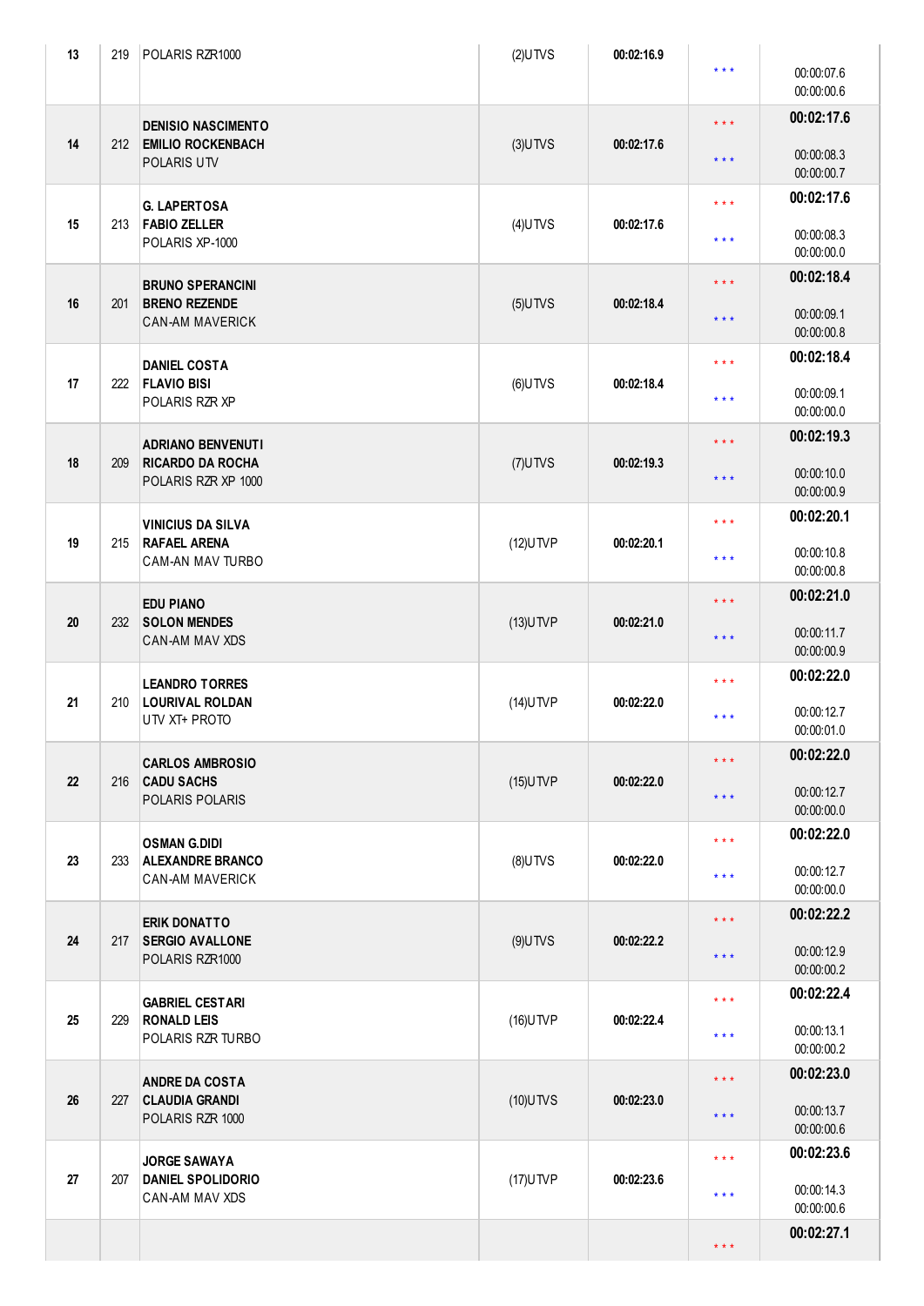| 13 | 219 | POLARIS RZR1000 | (2)UTVS | 00:02:16.9 | * * * | 00:00:07.6<br>00:00:00.6 |
|---|---|---|---|---|---|---|
| 14 | 212 | **DENISIO NASCIMENTO**<br>**EMILIO ROCKENBACH**<br>POLARIS UTV | (3)UTVS | 00:02:17.6 | * * *<br>* * * | **00:02:17.6**<br>00:00:08.3<br>00:00:00.7 |
| 15 | 213 | **G. LAPERTOSA**<br>**FABIO ZELLER**<br>POLARIS XP-1000 | (4)UTVS | 00:02:17.6 | * * *<br>* * * | **00:02:17.6**<br>00:00:08.3<br>00:00:00.0 |
| 16 | 201 | **BRUNO SPERANCINI**<br>**BRENO REZENDE**<br>CAN-AM MAVERICK | (5)UTVS | 00:02:18.4 | * * *<br>* * * | **00:02:18.4**<br>00:00:09.1<br>00:00:00.8 |
| 17 | 222 | **DANIEL COSTA**<br>**FLAVIO BISI**<br>POLARIS RZR XP | (6)UTVS | 00:02:18.4 | * * *<br>* * * | **00:02:18.4**<br>00:00:09.1<br>00:00:00.0 |
| 18 | 209 | **ADRIANO BENVENUTI**<br>**RICARDO DA ROCHA**<br>POLARIS RZR XP 1000 | (7)UTVS | 00:02:19.3 | * * *<br>* * * | **00:02:19.3**<br>00:00:10.0<br>00:00:00.9 |
| 19 | 215 | **VINICIUS DA SILVA**<br>**RAFAEL ARENA**<br>CAM-AN MAV TURBO | (12)UTVP | 00:02:20.1 | * * *<br>* * * | **00:02:20.1**<br>00:00:10.8<br>00:00:00.8 |
| 20 | 232 | **EDU PIANO**<br>**SOLON MENDES**<br>CAN-AM MAV XDS | (13)UTVP | 00:02:21.0 | * * *<br>* * * | **00:02:21.0**<br>00:00:11.7<br>00:00:00.9 |
| 21 | 210 | **LEANDRO TORRES**<br>**LOURIVAL ROLDAN**<br>UTV XT+ PROTO | (14)UTVP | 00:02:22.0 | * * *<br>* * * | **00:02:22.0**<br>00:00:12.7<br>00:00:01.0 |
| 22 | 216 | **CARLOS AMBROSIO**<br>**CADU SACHS**<br>POLARIS POLARIS | (15)UTVP | 00:02:22.0 | * * *<br>* * * | **00:02:22.0**<br>00:00:12.7<br>00:00:00.0 |
| 23 | 233 | **OSMAN G.DIDI**<br>**ALEXANDRE BRANCO**<br>CAN-AM MAVERICK | (8)UTVS | 00:02:22.0 | * * *<br>* * * | **00:02:22.0**<br>00:00:12.7<br>00:00:00.0 |
| 24 | 217 | **ERIK DONATTO**<br>**SERGIO AVALLONE**<br>POLARIS RZR1000 | (9)UTVS | 00:02:22.2 | * * *<br>* * * | **00:02:22.2**<br>00:00:12.9<br>00:00:00.2 |
| 25 | 229 | **GABRIEL CESTARI**<br>**RONALD LEIS**<br>POLARIS RZR TURBO | (16)UTVP | 00:02:22.4 | * * *<br>* * * | **00:02:22.4**<br>00:00:13.1<br>00:00:00.2 |
| 26 | 227 | **ANDRE DA COSTA**<br>**CLAUDIA GRANDI**<br>POLARIS RZR 1000 | (10)UTVS | 00:02:23.0 | * * *<br>* * * | **00:02:23.0**<br>00:00:13.7<br>00:00:00.6 |
| 27 | 207 | **JORGE SAWAYA**<br>**DANIEL SPOLIDORIO**<br>CAN-AM MAV XDS | (17)UTVP | 00:02:23.6 | * * *<br>* * * | **00:02:23.6**<br>00:00:14.3<br>00:00:00.6 |
| | | | | | * * * | **00:02:27.1** |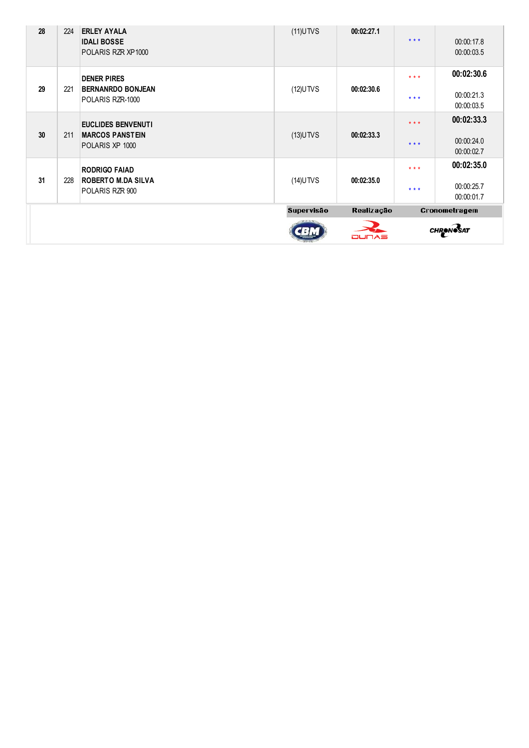| | | | | | | |
|---|---|---|---|---|---|---|
| 28 | 224 | **ERLEY AYALA**<br>**IDALI BOSSE**<br>POLARIS RZR XP1000 | (11)UTVS | **00:02:27.1** | * * * | 00:00:17.8<br>00:00:03.5 |
| 29 | 221 | **DENER PIRES**<br>**BERNANRDO BONJEAN**<br>POLARIS RZR-1000 | (12)UTVS | **00:02:30.6** | * * *<br>* * * | **00:02:30.6**<br>00:00:21.3<br>00:00:03.5 |
| 30 | 211 | **EUCLIDES BENVENUTI**<br>**MARCOS PANSTEIN**<br>POLARIS XP 1000 | (13)UTVS | **00:02:33.3** | * * *<br>* * * | **00:02:33.3**<br>00:00:24.0<br>00:00:02.7 |
| 31 | 228 | **RODRIGO FAIAD**<br>**ROBERTO M.DA SILVA**<br>POLARIS RZR 900 | (14)UTVS | **00:02:35.0** | * * *<br>* * * | **00:02:35.0**<br>00:00:25.7<br>00:00:01.7 |

**Supervisão** CBM **Realização** DUNAS **Cronometragem** CHRONOSAT